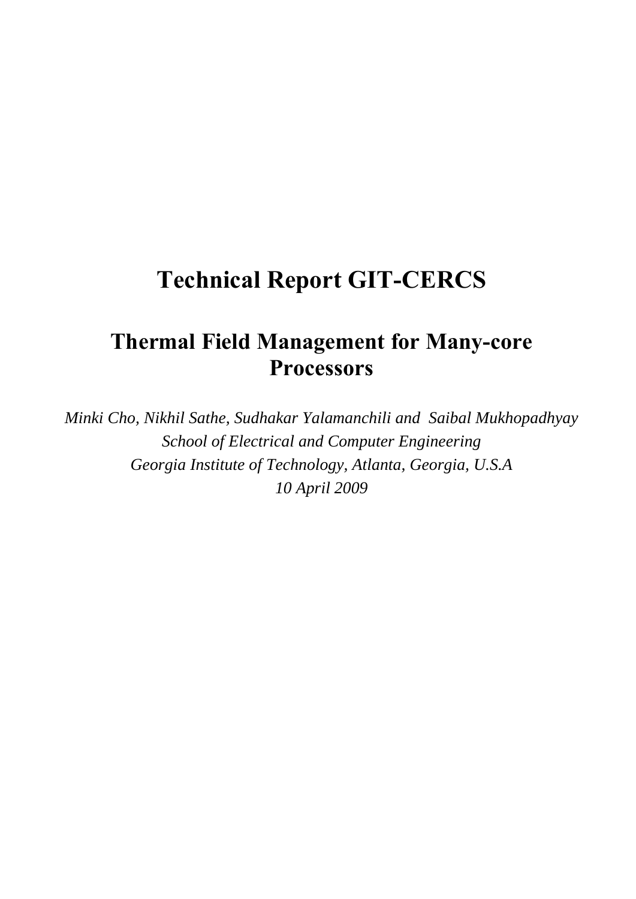# Technical Report GIT-CERCS

## Thermal Field Management for Many-core Processors

*Minki Cho, Nikhil Sathe, Sudhakar Yalamanchili and Saibal Mukhopadhyay*
*School of Electrical and Computer Engineering*
*Georgia Institute of Technology, Atlanta, Georgia, U.S.A*
*10 April 2009*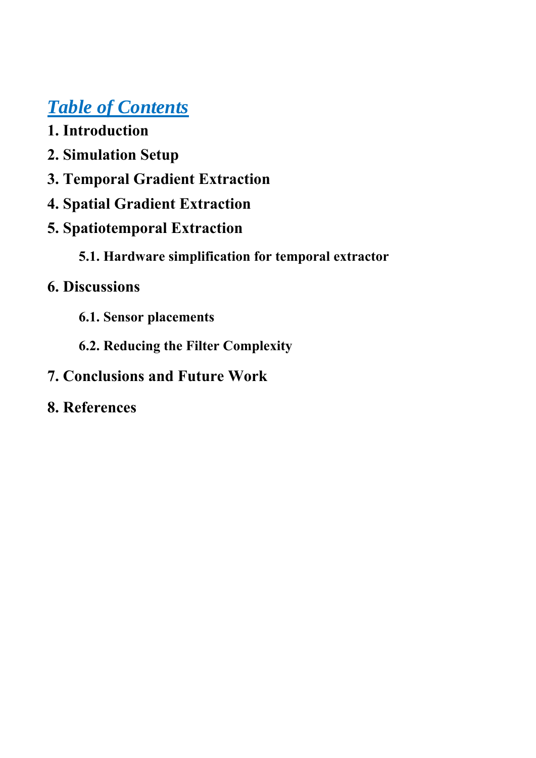# *Table of Contents*

**1. Introduction**

**2. Simulation Setup**

**3. Temporal Gradient Extraction**

**4. Spatial Gradient Extraction**

**5. Spatiotemporal Extraction**

- **5.1. Hardware simplification for temporal extractor**

**6. Discussions**

- **6.1. Sensor placements**
- **6.2. Reducing the Filter Complexity**

**7. Conclusions and Future Work**

**8. References**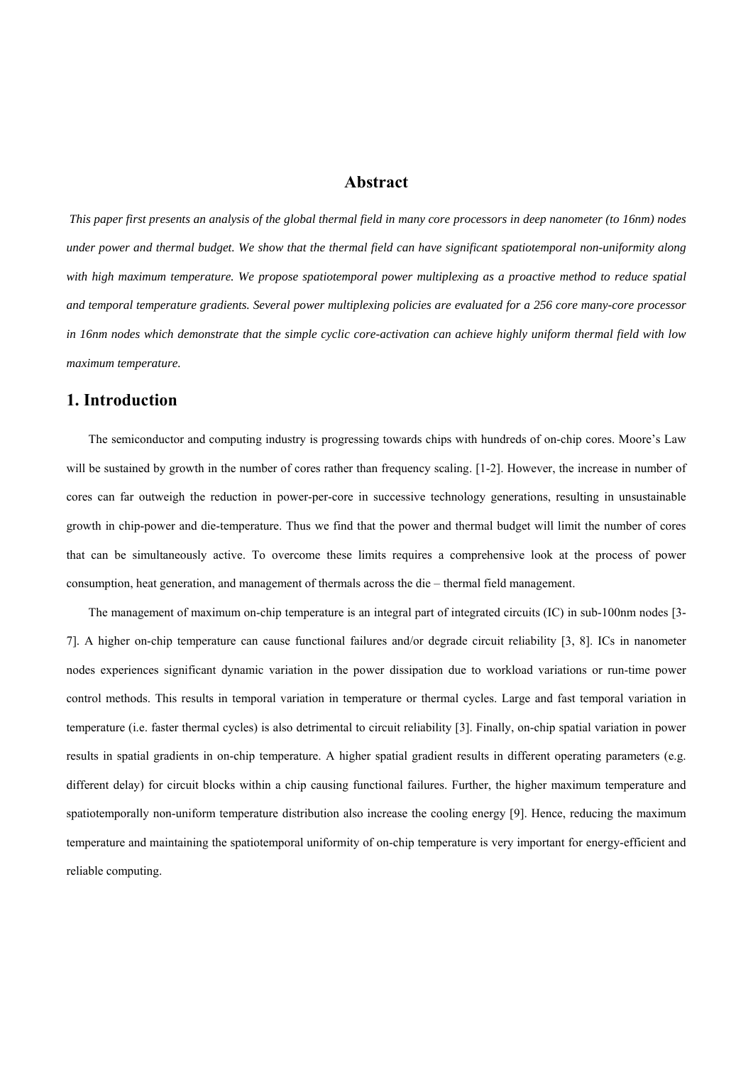## Abstract

*This paper first presents an analysis of the global thermal field in many core processors in deep nanometer (to 16nm) nodes under power and thermal budget. We show that the thermal field can have significant spatiotemporal non-uniformity along with high maximum temperature. We propose spatiotemporal power multiplexing as a proactive method to reduce spatial and temporal temperature gradients. Several power multiplexing policies are evaluated for a 256 core many-core processor in 16nm nodes which demonstrate that the simple cyclic core-activation can achieve highly uniform thermal field with low maximum temperature.*

## 1. Introduction

The semiconductor and computing industry is progressing towards chips with hundreds of on-chip cores. Moore's Law will be sustained by growth in the number of cores rather than frequency scaling. [1-2]. However, the increase in number of cores can far outweigh the reduction in power-per-core in successive technology generations, resulting in unsustainable growth in chip-power and die-temperature. Thus we find that the power and thermal budget will limit the number of cores that can be simultaneously active. To overcome these limits requires a comprehensive look at the process of power consumption, heat generation, and management of thermals across the die – thermal field management.

The management of maximum on-chip temperature is an integral part of integrated circuits (IC) in sub-100nm nodes [3-7]. A higher on-chip temperature can cause functional failures and/or degrade circuit reliability [3, 8]. ICs in nanometer nodes experiences significant dynamic variation in the power dissipation due to workload variations or run-time power control methods. This results in temporal variation in temperature or thermal cycles. Large and fast temporal variation in temperature (i.e. faster thermal cycles) is also detrimental to circuit reliability [3]. Finally, on-chip spatial variation in power results in spatial gradients in on-chip temperature. A higher spatial gradient results in different operating parameters (e.g. different delay) for circuit blocks within a chip causing functional failures. Further, the higher maximum temperature and spatiotemporally non-uniform temperature distribution also increase the cooling energy [9]. Hence, reducing the maximum temperature and maintaining the spatiotemporal uniformity of on-chip temperature is very important for energy-efficient and reliable computing.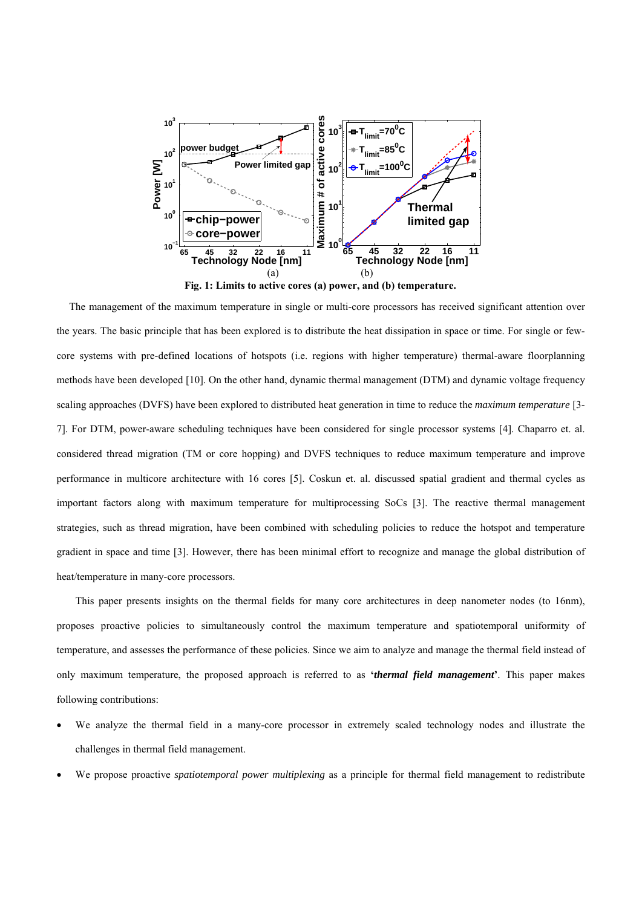Fig. 1: Limits to active cores (a) power, and (b) temperature.

The management of the maximum temperature in single or multi-core processors has received significant attention over the years. The basic principle that has been explored is to distribute the heat dissipation in space or time. For single or few-core systems with pre-defined locations of hotspots (i.e. regions with higher temperature) thermal-aware floorplanning methods have been developed [10]. On the other hand, dynamic thermal management (DTM) and dynamic voltage frequency scaling approaches (DVFS) have been explored to distributed heat generation in time to reduce the *maximum temperature* [3-7]. For DTM, power-aware scheduling techniques have been considered for single processor systems [4]. Chaparro et. al. considered thread migration (TM or core hopping) and DVFS techniques to reduce maximum temperature and improve performance in multicore architecture with 16 cores [5]. Coskun et. al. discussed spatial gradient and thermal cycles as important factors along with maximum temperature for multiprocessing SoCs [3]. The reactive thermal management strategies, such as thread migration, have been combined with scheduling policies to reduce the hotspot and temperature gradient in space and time [3]. However, there has been minimal effort to recognize and manage the global distribution of heat/temperature in many-core processors.

This paper presents insights on the thermal fields for many core architectures in deep nanometer nodes (to 16nm), proposes proactive policies to simultaneously control the maximum temperature and spatiotemporal uniformity of temperature, and assesses the performance of these policies. Since we aim to analyze and manage the thermal field instead of only maximum temperature, the proposed approach is referred to as '***thermal field management***'. This paper makes following contributions:

- We analyze the thermal field in a many-core processor in extremely scaled technology nodes and illustrate the challenges in thermal field management.
- We propose proactive *spatiotemporal power multiplexing* as a principle for thermal field management to redistribute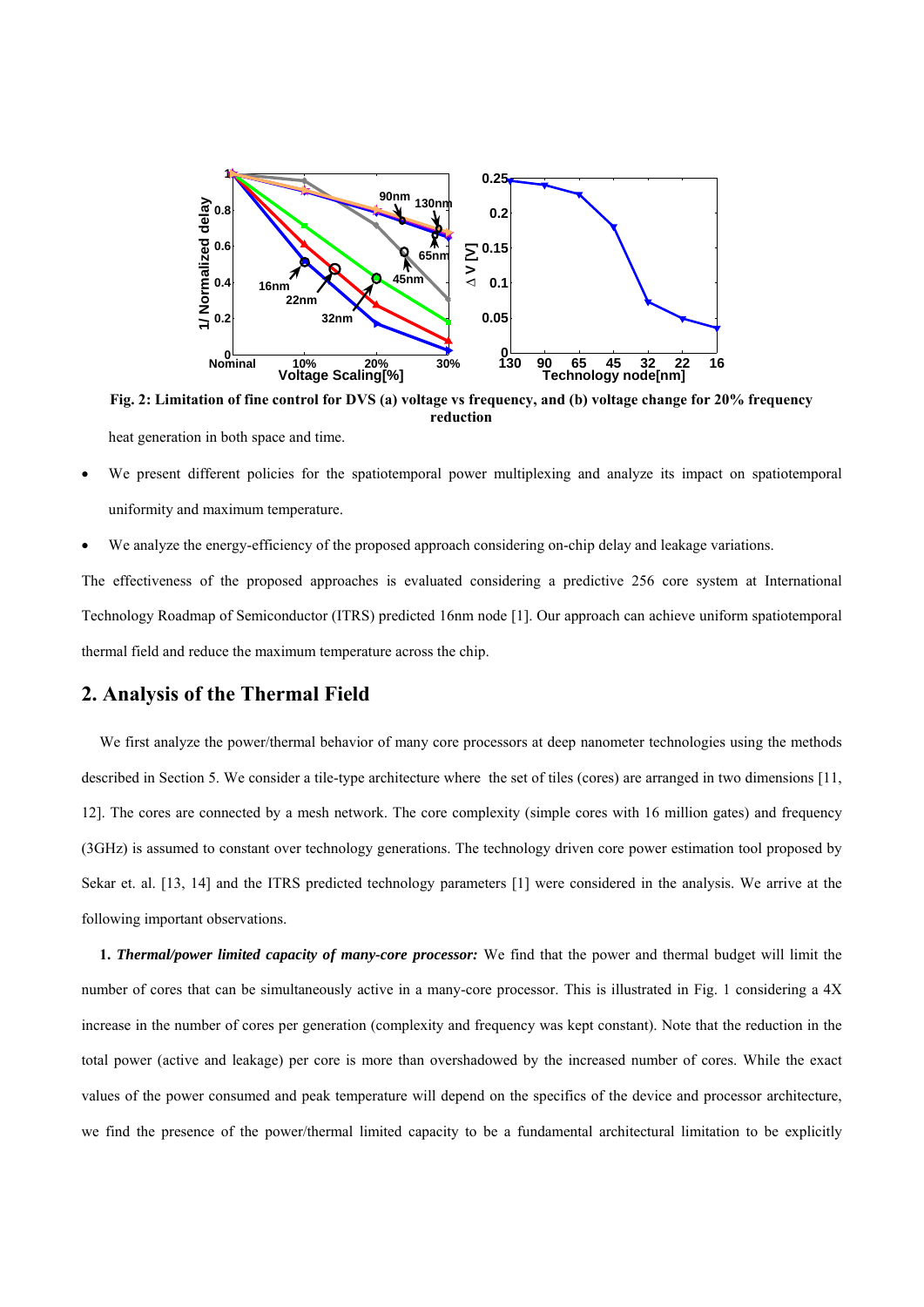Fig. 2: Limitation of fine control for DVS (a) voltage vs frequency, and (b) voltage change for 20% frequency reduction

heat generation in both space and time.

- We present different policies for the spatiotemporal power multiplexing and analyze its impact on spatiotemporal uniformity and maximum temperature.
- We analyze the energy-efficiency of the proposed approach considering on-chip delay and leakage variations.

The effectiveness of the proposed approaches is evaluated considering a predictive 256 core system at International Technology Roadmap of Semiconductor (ITRS) predicted 16nm node [1]. Our approach can achieve uniform spatiotemporal thermal field and reduce the maximum temperature across the chip.

## 2. Analysis of the Thermal Field

We first analyze the power/thermal behavior of many core processors at deep nanometer technologies using the methods described in Section 5. We consider a tile-type architecture where the set of tiles (cores) are arranged in two dimensions [11, 12]. The cores are connected by a mesh network. The core complexity (simple cores with 16 million gates) and frequency (3GHz) is assumed to constant over technology generations. The technology driven core power estimation tool proposed by Sekar et. al. [13, 14] and the ITRS predicted technology parameters [1] were considered in the analysis. We arrive at the following important observations.

**1.** ***Thermal/power limited capacity of many-core processor:*** We find that the power and thermal budget will limit the number of cores that can be simultaneously active in a many-core processor. This is illustrated in Fig. 1 considering a 4X increase in the number of cores per generation (complexity and frequency was kept constant). Note that the reduction in the total power (active and leakage) per core is more than overshadowed by the increased number of cores. While the exact values of the power consumed and peak temperature will depend on the specifics of the device and processor architecture, we find the presence of the power/thermal limited capacity to be a fundamental architectural limitation to be explicitly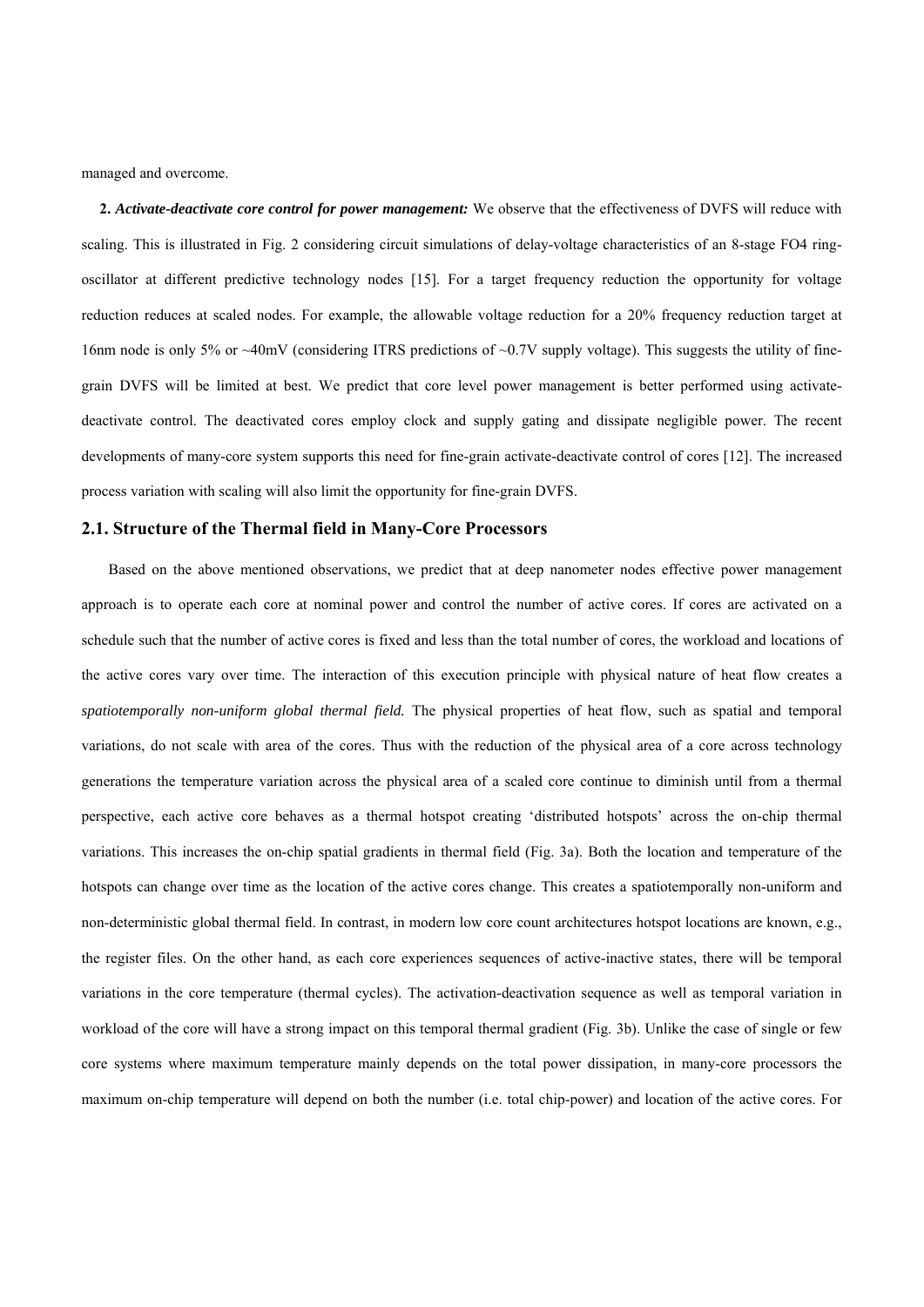managed and overcome.

**2.** ***Activate-deactivate core control for power management:*** We observe that the effectiveness of DVFS will reduce with scaling. This is illustrated in Fig. 2 considering circuit simulations of delay-voltage characteristics of an 8-stage FO4 ring-oscillator at different predictive technology nodes [15]. For a target frequency reduction the opportunity for voltage reduction reduces at scaled nodes. For example, the allowable voltage reduction for a 20% frequency reduction target at 16nm node is only 5% or ~40mV (considering ITRS predictions of ~0.7V supply voltage). This suggests the utility of fine-grain DVFS will be limited at best. We predict that core level power management is better performed using activate-deactivate control. The deactivated cores employ clock and supply gating and dissipate negligible power. The recent developments of many-core system supports this need for fine-grain activate-deactivate control of cores [12]. The increased process variation with scaling will also limit the opportunity for fine-grain DVFS.

## 2.1. Structure of the Thermal field in Many-Core Processors

Based on the above mentioned observations, we predict that at deep nanometer nodes effective power management approach is to operate each core at nominal power and control the number of active cores. If cores are activated on a schedule such that the number of active cores is fixed and less than the total number of cores, the workload and locations of the active cores vary over time. The interaction of this execution principle with physical nature of heat flow creates a *spatiotemporally non-uniform global thermal field.* The physical properties of heat flow, such as spatial and temporal variations, do not scale with area of the cores. Thus with the reduction of the physical area of a core across technology generations the temperature variation across the physical area of a scaled core continue to diminish until from a thermal perspective, each active core behaves as a thermal hotspot creating 'distributed hotspots' across the on-chip thermal variations. This increases the on-chip spatial gradients in thermal field (Fig. 3a). Both the location and temperature of the hotspots can change over time as the location of the active cores change. This creates a spatiotemporally non-uniform and non-deterministic global thermal field. In contrast, in modern low core count architectures hotspot locations are known, e.g., the register files. On the other hand, as each core experiences sequences of active-inactive states, there will be temporal variations in the core temperature (thermal cycles). The activation-deactivation sequence as well as temporal variation in workload of the core will have a strong impact on this temporal thermal gradient (Fig. 3b). Unlike the case of single or few core systems where maximum temperature mainly depends on the total power dissipation, in many-core processors the maximum on-chip temperature will depend on both the number (i.e. total chip-power) and location of the active cores. For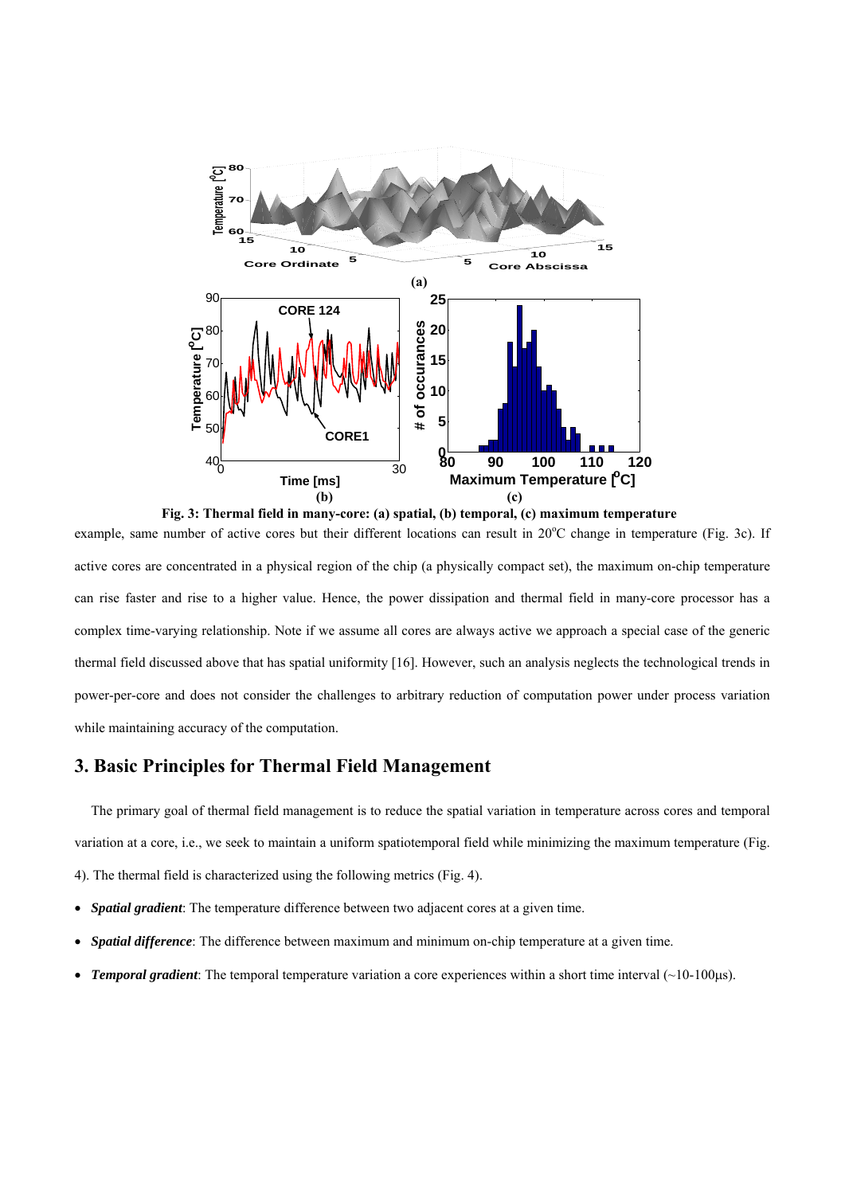Fig. 3: Thermal field in many-core: (a) spatial, (b) temporal, (c) maximum temperature

example, same number of active cores but their different locations can result in 20°C change in temperature (Fig. 3c). If active cores are concentrated in a physical region of the chip (a physically compact set), the maximum on-chip temperature can rise faster and rise to a higher value. Hence, the power dissipation and thermal field in many-core processor has a complex time-varying relationship. Note if we assume all cores are always active we approach a special case of the generic thermal field discussed above that has spatial uniformity [16]. However, such an analysis neglects the technological trends in power-per-core and does not consider the challenges to arbitrary reduction of computation power under process variation while maintaining accuracy of the computation.

## 3. Basic Principles for Thermal Field Management

The primary goal of thermal field management is to reduce the spatial variation in temperature across cores and temporal variation at a core, i.e., we seek to maintain a uniform spatiotemporal field while minimizing the maximum temperature (Fig. 4). The thermal field is characterized using the following metrics (Fig. 4).

- ***Spatial gradient***: The temperature difference between two adjacent cores at a given time.
- ***Spatial difference***: The difference between maximum and minimum on-chip temperature at a given time.
- ***Temporal gradient***: The temporal temperature variation a core experiences within a short time interval (~10-100μs).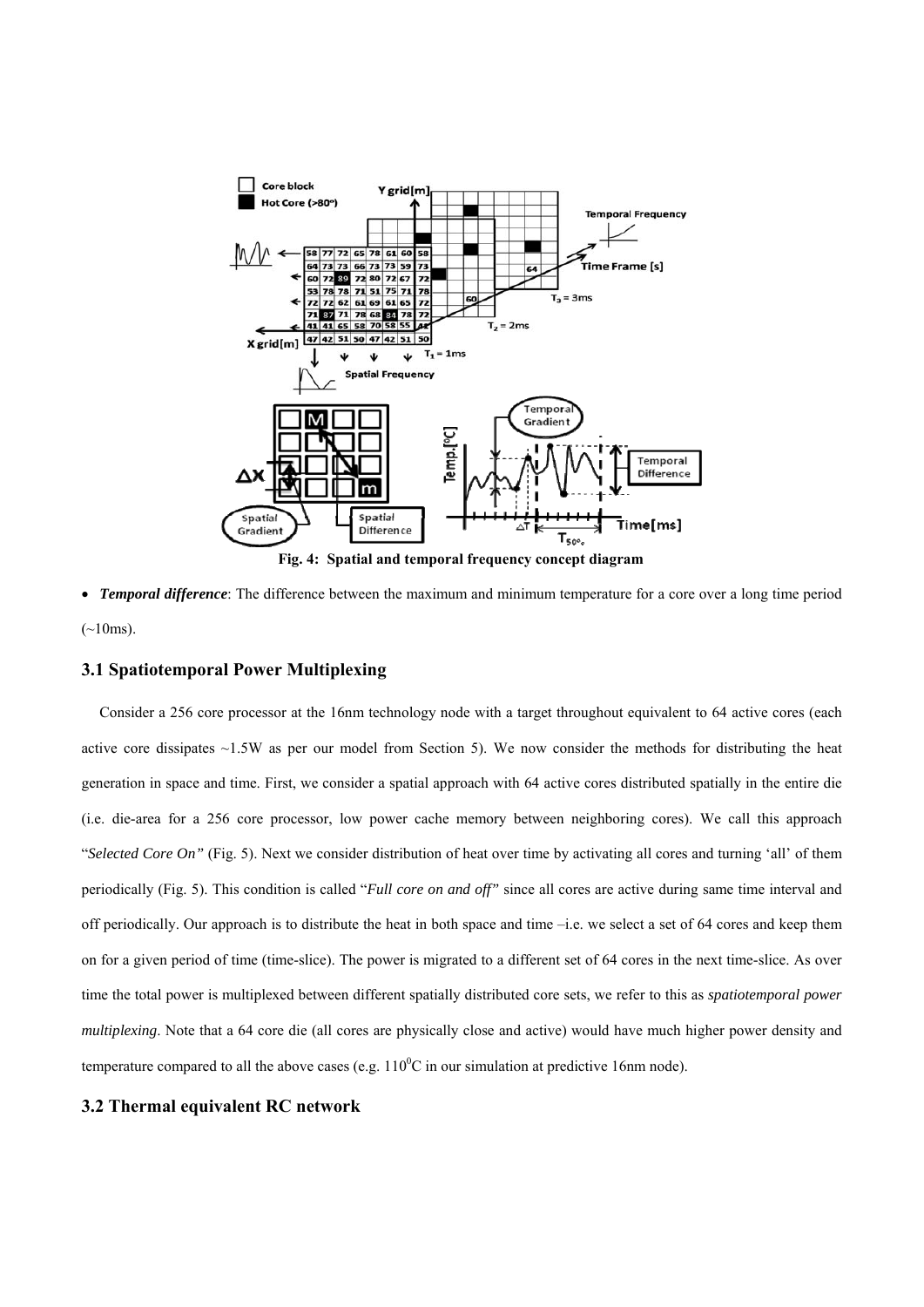Fig. 4: Spatial and temporal frequency concept diagram

- ***Temporal difference***: The difference between the maximum and minimum temperature for a core over a long time period (~10ms).

### 3.1 Spatiotemporal Power Multiplexing

Consider a 256 core processor at the 16nm technology node with a target throughout equivalent to 64 active cores (each active core dissipates ~1.5W as per our model from Section 5). We now consider the methods for distributing the heat generation in space and time. First, we consider a spatial approach with 64 active cores distributed spatially in the entire die (i.e. die-area for a 256 core processor, low power cache memory between neighboring cores). We call this approach "*Selected Core On"* (Fig. 5). Next we consider distribution of heat over time by activating all cores and turning 'all' of them periodically (Fig. 5). This condition is called "*Full core on and off"* since all cores are active during same time interval and off periodically. Our approach is to distribute the heat in both space and time –i.e. we select a set of 64 cores and keep them on for a given period of time (time-slice). The power is migrated to a different set of 64 cores in the next time-slice. As over time the total power is multiplexed between different spatially distributed core sets, we refer to this as *spatiotemporal power multiplexing*. Note that a 64 core die (all cores are physically close and active) would have much higher power density and temperature compared to all the above cases (e.g. $110^0$C in our simulation at predictive 16nm node).

### 3.2 Thermal equivalent RC network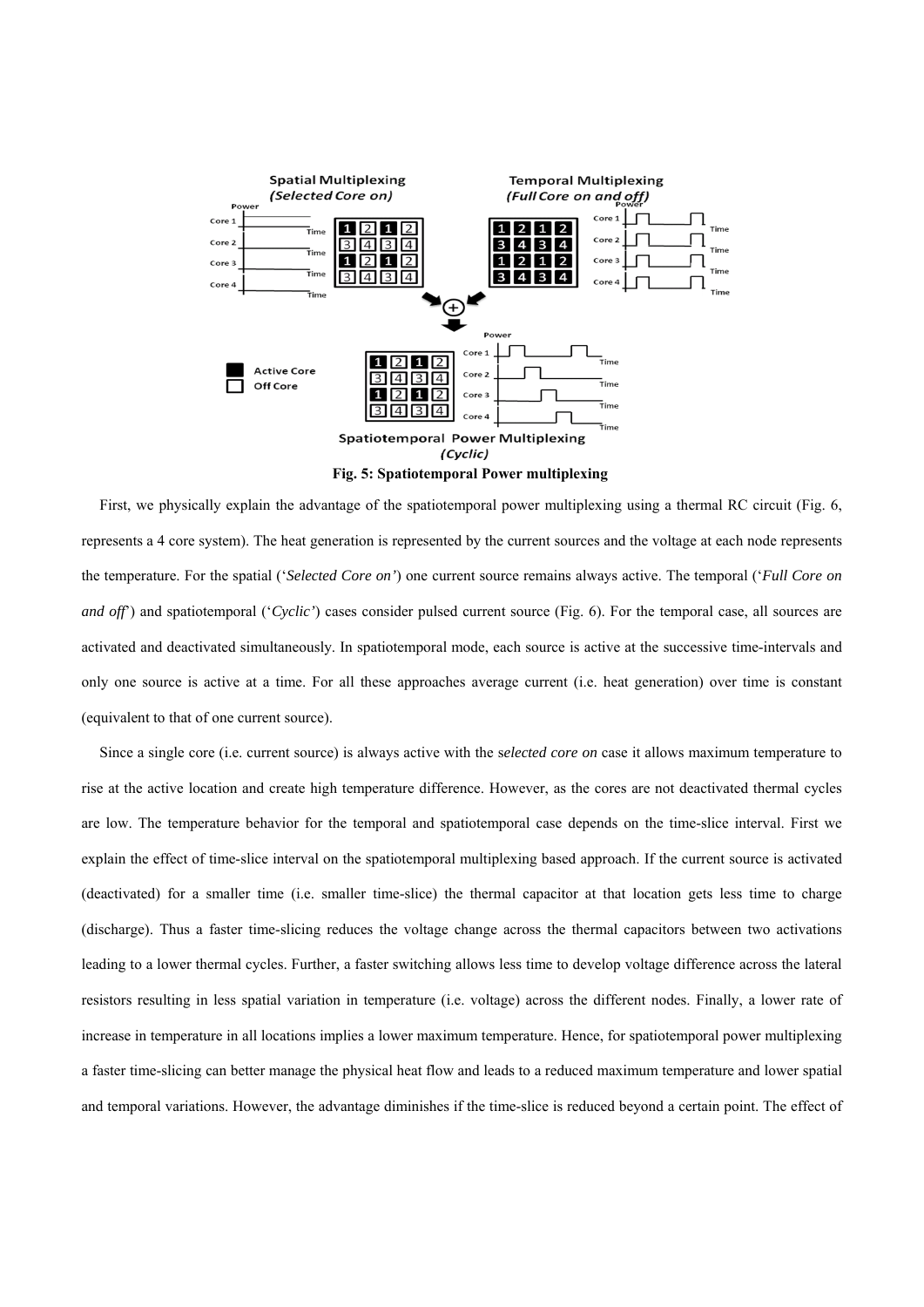Fig. 5: Spatiotemporal Power multiplexing

First, we physically explain the advantage of the spatiotemporal power multiplexing using a thermal RC circuit (Fig. 6, represents a 4 core system). The heat generation is represented by the current sources and the voltage at each node represents the temperature. For the spatial (‘*Selected Core on’*) one current source remains always active. The temporal (‘*Full Core on and off*’) and spatiotemporal (‘*Cyclic’*) cases consider pulsed current source (Fig. 6). For the temporal case, all sources are activated and deactivated simultaneously. In spatiotemporal mode, each source is active at the successive time-intervals and only one source is active at a time. For all these approaches average current (i.e. heat generation) over time is constant (equivalent to that of one current source).

Since a single core (i.e. current source) is always active with the s*elected core on* case it allows maximum temperature to rise at the active location and create high temperature difference. However, as the cores are not deactivated thermal cycles are low. The temperature behavior for the temporal and spatiotemporal case depends on the time-slice interval. First we explain the effect of time-slice interval on the spatiotemporal multiplexing based approach. If the current source is activated (deactivated) for a smaller time (i.e. smaller time-slice) the thermal capacitor at that location gets less time to charge (discharge). Thus a faster time-slicing reduces the voltage change across the thermal capacitors between two activations leading to a lower thermal cycles. Further, a faster switching allows less time to develop voltage difference across the lateral resistors resulting in less spatial variation in temperature (i.e. voltage) across the different nodes. Finally, a lower rate of increase in temperature in all locations implies a lower maximum temperature. Hence, for spatiotemporal power multiplexing a faster time-slicing can better manage the physical heat flow and leads to a reduced maximum temperature and lower spatial and temporal variations. However, the advantage diminishes if the time-slice is reduced beyond a certain point. The effect of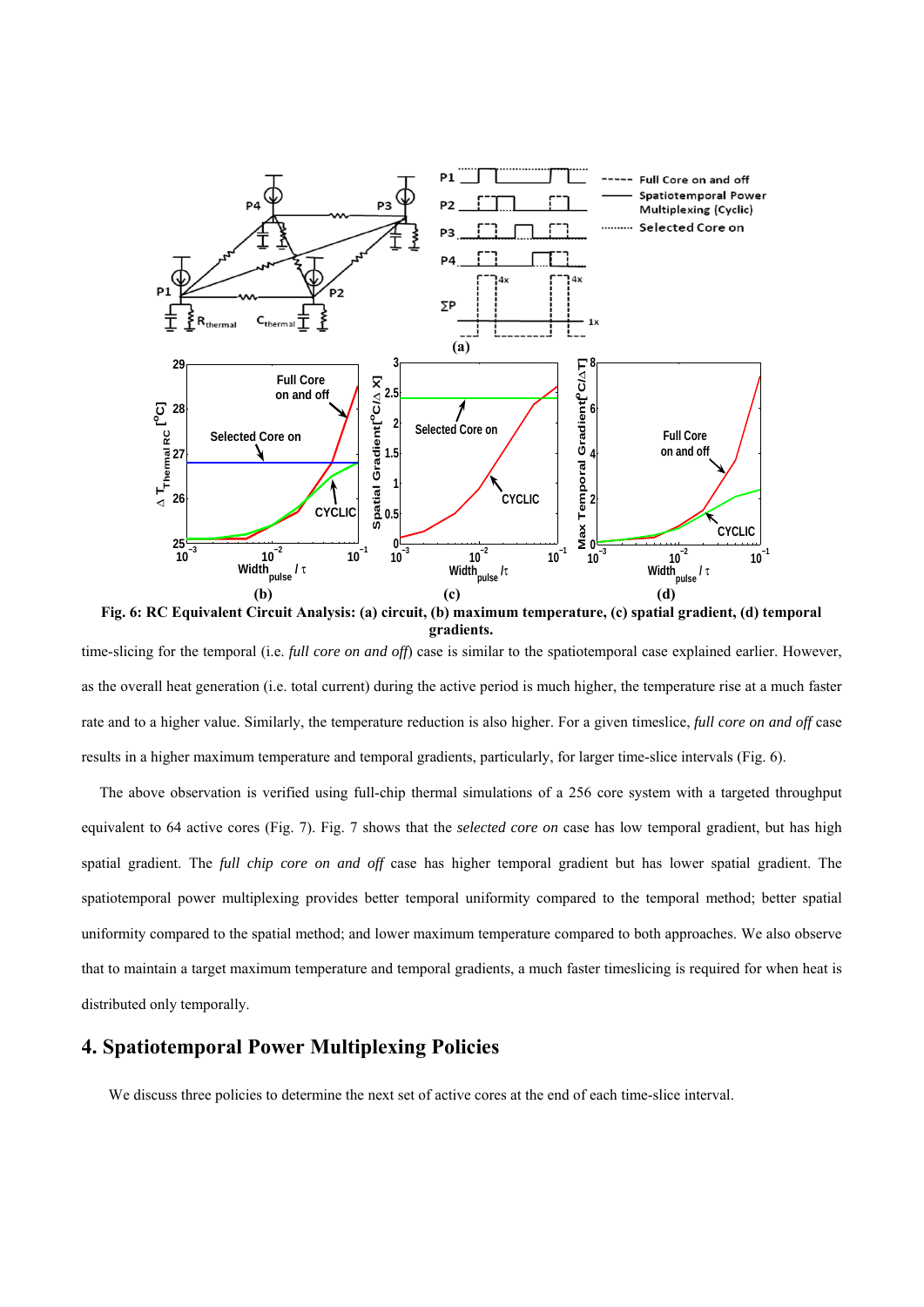**Fig. 6: RC Equivalent Circuit Analysis: (a) circuit, (b) maximum temperature, (c) spatial gradient, (d) temporal gradients.**

time-slicing for the temporal (i.e. *full core on and off*) case is similar to the spatiotemporal case explained earlier. However, as the overall heat generation (i.e. total current) during the active period is much higher, the temperature rise at a much faster rate and to a higher value. Similarly, the temperature reduction is also higher. For a given timeslice, *full core on and off* case results in a higher maximum temperature and temporal gradients, particularly, for larger time-slice intervals (Fig. 6).

The above observation is verified using full-chip thermal simulations of a 256 core system with a targeted throughput equivalent to 64 active cores (Fig. 7). Fig. 7 shows that the *selected core on* case has low temporal gradient, but has high spatial gradient. The *full chip core on and off* case has higher temporal gradient but has lower spatial gradient. The spatiotemporal power multiplexing provides better temporal uniformity compared to the temporal method; better spatial uniformity compared to the spatial method; and lower maximum temperature compared to both approaches. We also observe that to maintain a target maximum temperature and temporal gradients, a much faster timeslicing is required for when heat is distributed only temporally.

## 4. Spatiotemporal Power Multiplexing Policies

We discuss three policies to determine the next set of active cores at the end of each time-slice interval.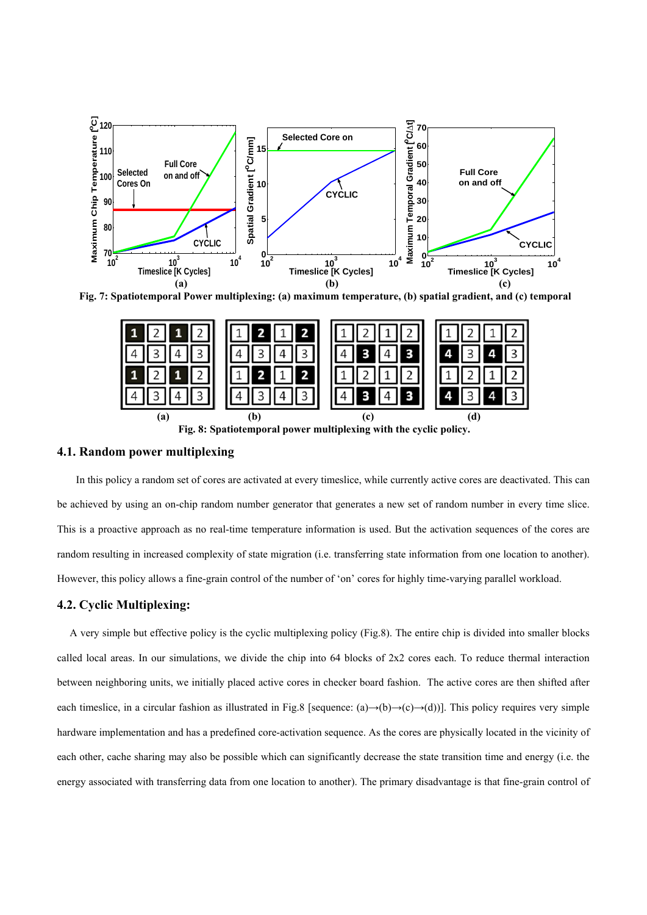Fig. 7: Spatiotemporal Power multiplexing: (a) maximum temperature, (b) spatial gradient, and (c) temporal

Fig. 8: Spatiotemporal power multiplexing with the cyclic policy.

### 4.1. Random power multiplexing

In this policy a random set of cores are activated at every timeslice, while currently active cores are deactivated. This can be achieved by using an on-chip random number generator that generates a new set of random number in every time slice. This is a proactive approach as no real-time temperature information is used. But the activation sequences of the cores are random resulting in increased complexity of state migration (i.e. transferring state information from one location to another). However, this policy allows a fine-grain control of the number of 'on' cores for highly time-varying parallel workload.

### 4.2. Cyclic Multiplexing:

A very simple but effective policy is the cyclic multiplexing policy (Fig.8). The entire chip is divided into smaller blocks called local areas. In our simulations, we divide the chip into 64 blocks of 2x2 cores each. To reduce thermal interaction between neighboring units, we initially placed active cores in checker board fashion. The active cores are then shifted after each timeslice, in a circular fashion as illustrated in Fig.8 [sequence: (a)→(b)→(c)→(d)]. This policy requires very simple hardware implementation and has a predefined core-activation sequence. As the cores are physically located in the vicinity of each other, cache sharing may also be possible which can significantly decrease the state transition time and energy (i.e. the energy associated with transferring data from one location to another). The primary disadvantage is that fine-grain control of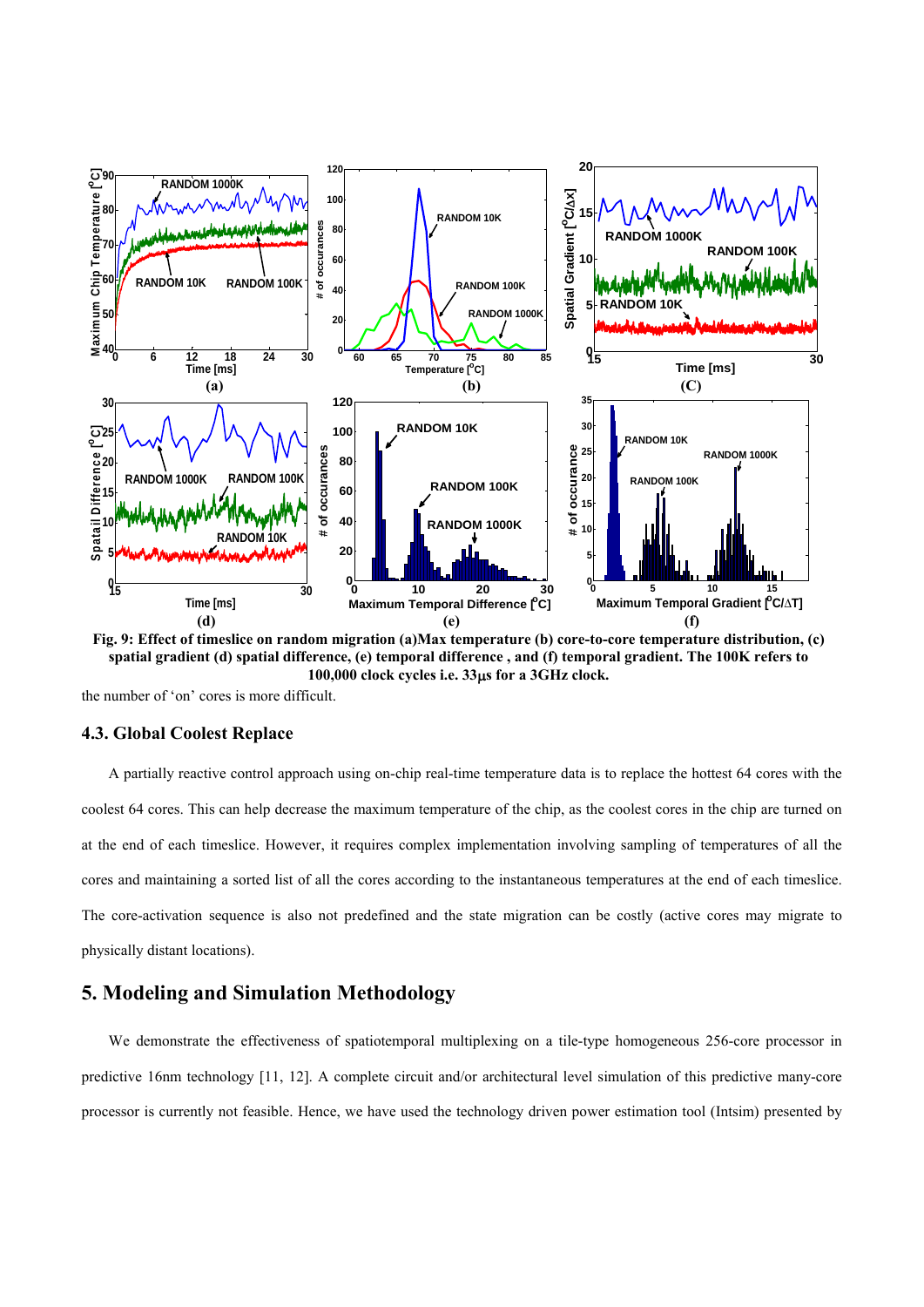Fig. 9: Effect of timeslice on random migration (a)Max temperature (b) core-to-core temperature distribution, (c) spatial gradient (d) spatial difference, (e) temporal difference , and (f) temporal gradient. The 100K refers to 100,000 clock cycles i.e. 33μs for a 3GHz clock.

the number of 'on' cores is more difficult.

### 4.3. Global Coolest Replace

A partially reactive control approach using on-chip real-time temperature data is to replace the hottest 64 cores with the coolest 64 cores. This can help decrease the maximum temperature of the chip, as the coolest cores in the chip are turned on at the end of each timeslice. However, it requires complex implementation involving sampling of temperatures of all the cores and maintaining a sorted list of all the cores according to the instantaneous temperatures at the end of each timeslice. The core-activation sequence is also not predefined and the state migration can be costly (active cores may migrate to physically distant locations).

## 5. Modeling and Simulation Methodology

We demonstrate the effectiveness of spatiotemporal multiplexing on a tile-type homogeneous 256-core processor in predictive 16nm technology [11, 12]. A complete circuit and/or architectural level simulation of this predictive many-core processor is currently not feasible. Hence, we have used the technology driven power estimation tool (Intsim) presented by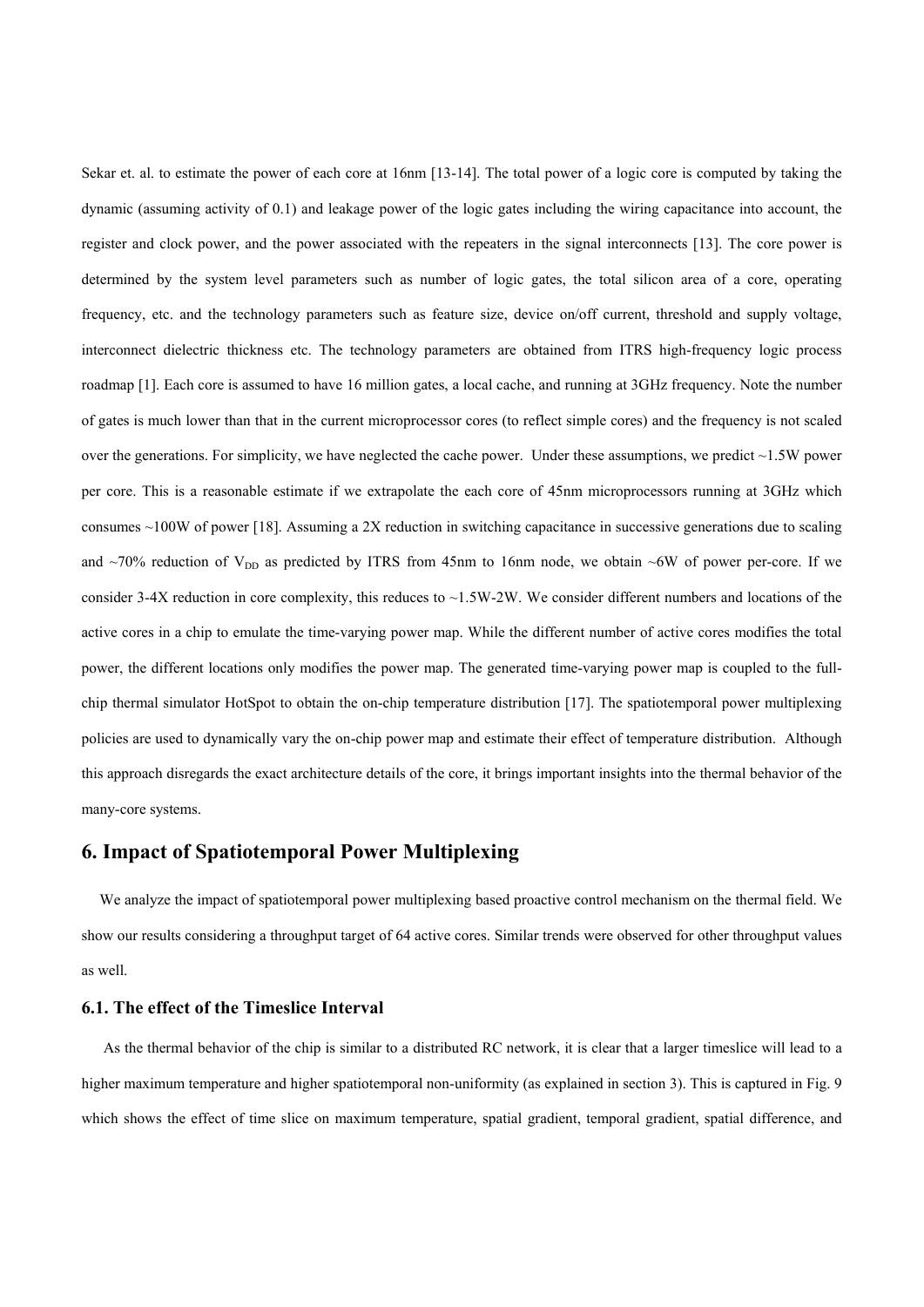Sekar et. al. to estimate the power of each core at 16nm [13-14]. The total power of a logic core is computed by taking the dynamic (assuming activity of 0.1) and leakage power of the logic gates including the wiring capacitance into account, the register and clock power, and the power associated with the repeaters in the signal interconnects [13]. The core power is determined by the system level parameters such as number of logic gates, the total silicon area of a core, operating frequency, etc. and the technology parameters such as feature size, device on/off current, threshold and supply voltage, interconnect dielectric thickness etc. The technology parameters are obtained from ITRS high-frequency logic process roadmap [1]. Each core is assumed to have 16 million gates, a local cache, and running at 3GHz frequency. Note the number of gates is much lower than that in the current microprocessor cores (to reflect simple cores) and the frequency is not scaled over the generations. For simplicity, we have neglected the cache power. Under these assumptions, we predict ~1.5W power per core. This is a reasonable estimate if we extrapolate the each core of 45nm microprocessors running at 3GHz which consumes ~100W of power [18]. Assuming a 2X reduction in switching capacitance in successive generations due to scaling and ~70% reduction of $V_{DD}$ as predicted by ITRS from 45nm to 16nm node, we obtain ~6W of power per-core. If we consider 3-4X reduction in core complexity, this reduces to ~1.5W-2W. We consider different numbers and locations of the active cores in a chip to emulate the time-varying power map. While the different number of active cores modifies the total power, the different locations only modifies the power map. The generated time-varying power map is coupled to the full-chip thermal simulator HotSpot to obtain the on-chip temperature distribution [17]. The spatiotemporal power multiplexing policies are used to dynamically vary the on-chip power map and estimate their effect of temperature distribution. Although this approach disregards the exact architecture details of the core, it brings important insights into the thermal behavior of the many-core systems.

## 6. Impact of Spatiotemporal Power Multiplexing

We analyze the impact of spatiotemporal power multiplexing based proactive control mechanism on the thermal field. We show our results considering a throughput target of 64 active cores. Similar trends were observed for other throughput values as well.

### 6.1. The effect of the Timeslice Interval

As the thermal behavior of the chip is similar to a distributed RC network, it is clear that a larger timeslice will lead to a higher maximum temperature and higher spatiotemporal non-uniformity (as explained in section 3). This is captured in Fig. 9 which shows the effect of time slice on maximum temperature, spatial gradient, temporal gradient, spatial difference, and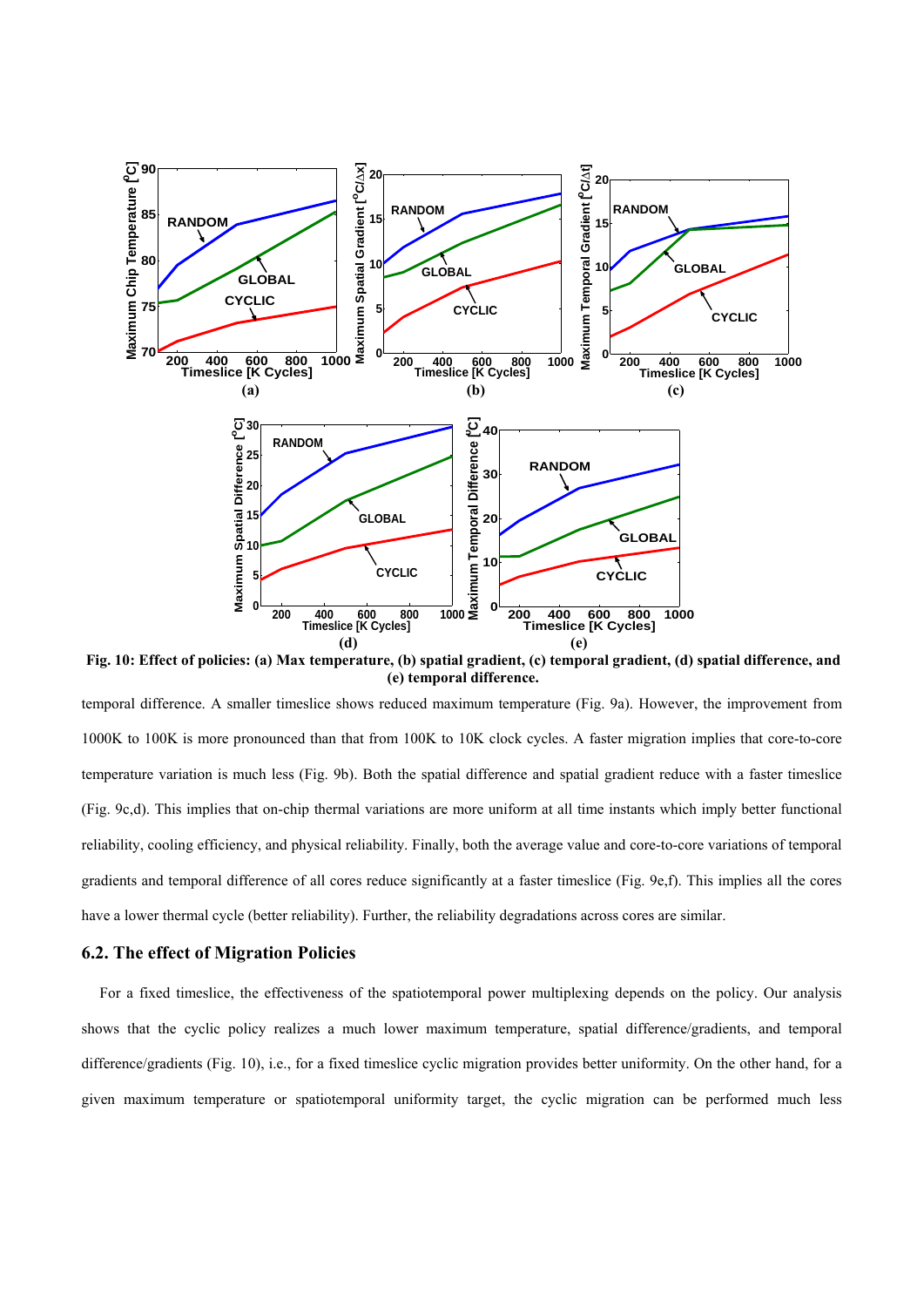Fig. 10: Effect of policies: (a) Max temperature, (b) spatial gradient, (c) temporal gradient, (d) spatial difference, and (e) temporal difference.

temporal difference. A smaller timeslice shows reduced maximum temperature (Fig. 9a). However, the improvement from 1000K to 100K is more pronounced than that from 100K to 10K clock cycles. A faster migration implies that core-to-core temperature variation is much less (Fig. 9b). Both the spatial difference and spatial gradient reduce with a faster timeslice (Fig. 9c,d). This implies that on-chip thermal variations are more uniform at all time instants which imply better functional reliability, cooling efficiency, and physical reliability. Finally, both the average value and core-to-core variations of temporal gradients and temporal difference of all cores reduce significantly at a faster timeslice (Fig. 9e,f). This implies all the cores have a lower thermal cycle (better reliability). Further, the reliability degradations across cores are similar.

### 6.2. The effect of Migration Policies

For a fixed timeslice, the effectiveness of the spatiotemporal power multiplexing depends on the policy. Our analysis shows that the cyclic policy realizes a much lower maximum temperature, spatial difference/gradients, and temporal difference/gradients (Fig. 10), i.e., for a fixed timeslice cyclic migration provides better uniformity. On the other hand, for a given maximum temperature or spatiotemporal uniformity target, the cyclic migration can be performed much less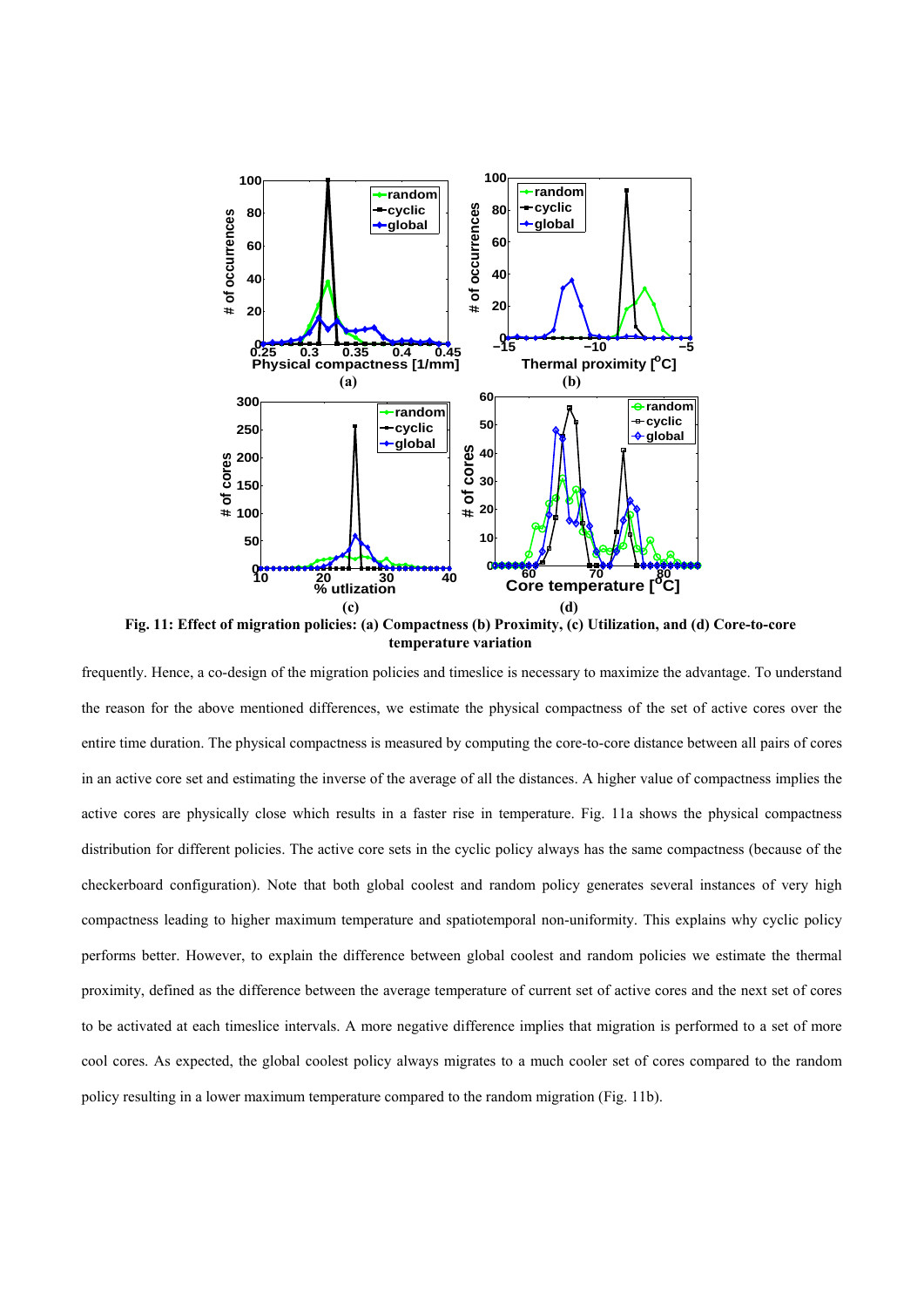Fig. 11: Effect of migration policies: (a) Compactness (b) Proximity, (c) Utilization, and (d) Core-to-core temperature variation

frequently. Hence, a co-design of the migration policies and timeslice is necessary to maximize the advantage. To understand the reason for the above mentioned differences, we estimate the physical compactness of the set of active cores over the entire time duration. The physical compactness is measured by computing the core-to-core distance between all pairs of cores in an active core set and estimating the inverse of the average of all the distances. A higher value of compactness implies the active cores are physically close which results in a faster rise in temperature. Fig. 11a shows the physical compactness distribution for different policies. The active core sets in the cyclic policy always has the same compactness (because of the checkerboard configuration). Note that both global coolest and random policy generates several instances of very high compactness leading to higher maximum temperature and spatiotemporal non-uniformity. This explains why cyclic policy performs better. However, to explain the difference between global coolest and random policies we estimate the thermal proximity, defined as the difference between the average temperature of current set of active cores and the next set of cores to be activated at each timeslice intervals. A more negative difference implies that migration is performed to a set of more cool cores. As expected, the global coolest policy always migrates to a much cooler set of cores compared to the random policy resulting in a lower maximum temperature compared to the random migration (Fig. 11b).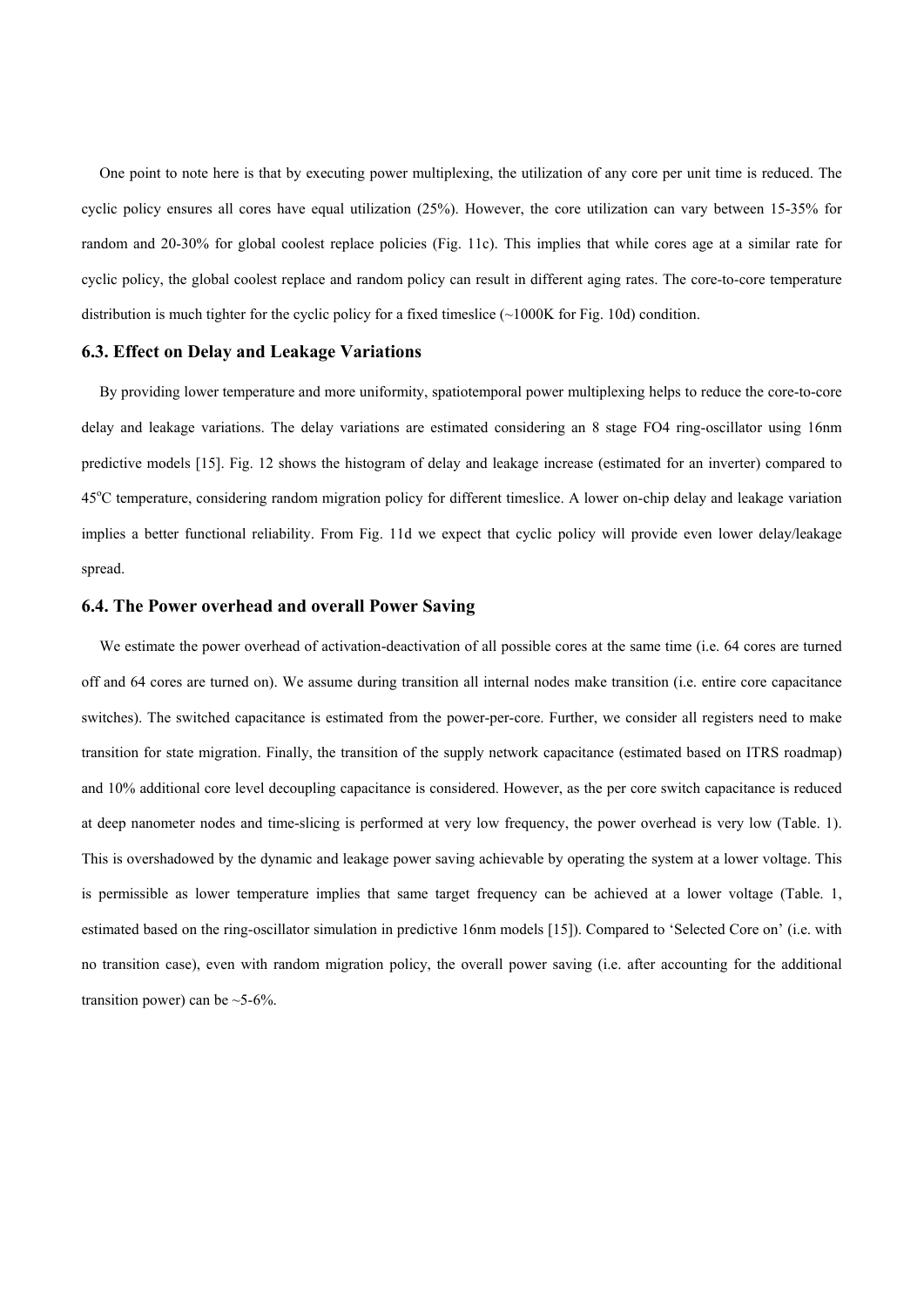One point to note here is that by executing power multiplexing, the utilization of any core per unit time is reduced. The cyclic policy ensures all cores have equal utilization (25%). However, the core utilization can vary between 15-35% for random and 20-30% for global coolest replace policies (Fig. 11c). This implies that while cores age at a similar rate for cyclic policy, the global coolest replace and random policy can result in different aging rates. The core-to-core temperature distribution is much tighter for the cyclic policy for a fixed timeslice (~1000K for Fig. 10d) condition.

### 6.3. Effect on Delay and Leakage Variations

By providing lower temperature and more uniformity, spatiotemporal power multiplexing helps to reduce the core-to-core delay and leakage variations. The delay variations are estimated considering an 8 stage FO4 ring-oscillator using 16nm predictive models [15]. Fig. 12 shows the histogram of delay and leakage increase (estimated for an inverter) compared to 45$^{o}$C temperature, considering random migration policy for different timeslice. A lower on-chip delay and leakage variation implies a better functional reliability. From Fig. 11d we expect that cyclic policy will provide even lower delay/leakage spread.

### 6.4. The Power overhead and overall Power Saving

We estimate the power overhead of activation-deactivation of all possible cores at the same time (i.e. 64 cores are turned off and 64 cores are turned on). We assume during transition all internal nodes make transition (i.e. entire core capacitance switches). The switched capacitance is estimated from the power-per-core. Further, we consider all registers need to make transition for state migration. Finally, the transition of the supply network capacitance (estimated based on ITRS roadmap) and 10% additional core level decoupling capacitance is considered. However, as the per core switch capacitance is reduced at deep nanometer nodes and time-slicing is performed at very low frequency, the power overhead is very low (Table. 1). This is overshadowed by the dynamic and leakage power saving achievable by operating the system at a lower voltage. This is permissible as lower temperature implies that same target frequency can be achieved at a lower voltage (Table. 1, estimated based on the ring-oscillator simulation in predictive 16nm models [15]). Compared to 'Selected Core on' (i.e. with no transition case), even with random migration policy, the overall power saving (i.e. after accounting for the additional transition power) can be ~5-6%.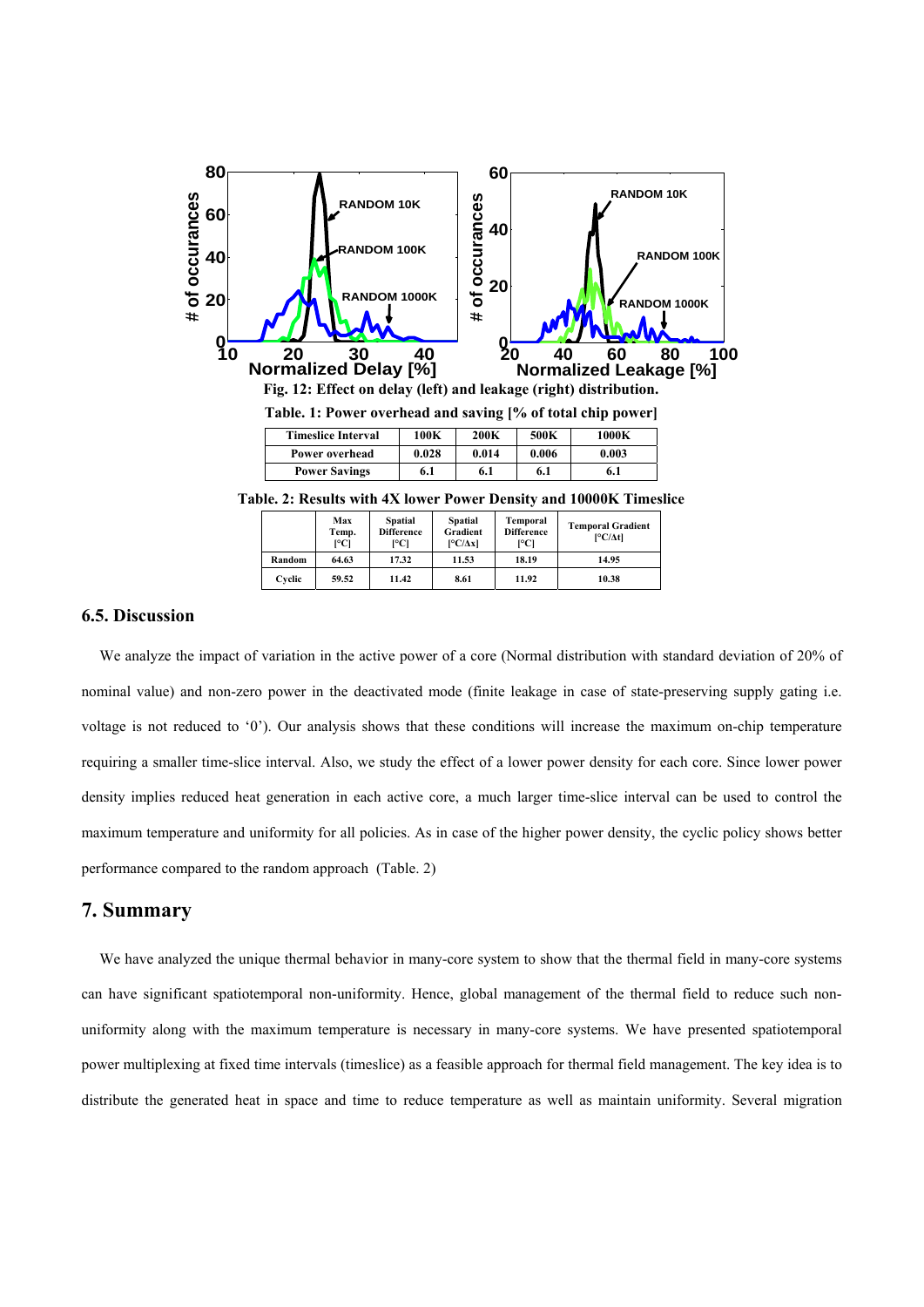Fig. 12: Effect on delay (left) and leakage (right) distribution.

Table. 1: Power overhead and saving [% of total chip power]

| Timeslice Interval | 100K | 200K | 500K | 1000K |
|---|---|---|---|---|
| Power overhead | 0.028 | 0.014 | 0.006 | 0.003 |
| Power Savings | 6.1 | 6.1 | 6.1 | 6.1 |

Table. 2: Results with 4X lower Power Density and 10000K Timeslice

| | Max Temp. [°C] | Spatial Difference [°C] | Spatial Gradient [°C/Δx] | Temporal Difference [°C] | Temporal Gradient [°C/Δt] |
|---|---|---|---|---|---|
| Random | 64.63 | 17.32 | 11.53 | 18.19 | 14.95 |
| Cyclic | 59.52 | 11.42 | 8.61 | 11.92 | 10.38 |

### 6.5. Discussion

We analyze the impact of variation in the active power of a core (Normal distribution with standard deviation of 20% of nominal value) and non-zero power in the deactivated mode (finite leakage in case of state-preserving supply gating i.e. voltage is not reduced to '0'). Our analysis shows that these conditions will increase the maximum on-chip temperature requiring a smaller time-slice interval. Also, we study the effect of a lower power density for each core. Since lower power density implies reduced heat generation in each active core, a much larger time-slice interval can be used to control the maximum temperature and uniformity for all policies. As in case of the higher power density, the cyclic policy shows better performance compared to the random approach (Table. 2)

## 7. Summary

We have analyzed the unique thermal behavior in many-core system to show that the thermal field in many-core systems can have significant spatiotemporal non-uniformity. Hence, global management of the thermal field to reduce such non-uniformity along with the maximum temperature is necessary in many-core systems. We have presented spatiotemporal power multiplexing at fixed time intervals (timeslice) as a feasible approach for thermal field management. The key idea is to distribute the generated heat in space and time to reduce temperature as well as maintain uniformity. Several migration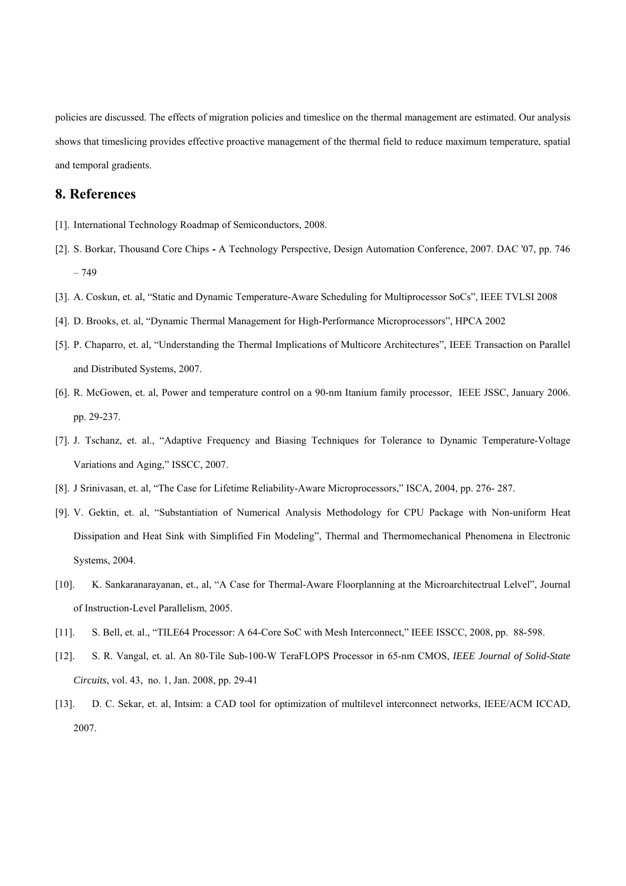policies are discussed. The effects of migration policies and timeslice on the thermal management are estimated. Our analysis shows that timeslicing provides effective proactive management of the thermal field to reduce maximum temperature, spatial and temporal gradients.

## 8. References

[1]. International Technology Roadmap of Semiconductors, 2008.

[2]. S. Borkar, Thousand Core Chips - A Technology Perspective, Design Automation Conference, 2007. DAC '07, pp. 746 – 749

[3]. A. Coskun, et. al, "Static and Dynamic Temperature-Aware Scheduling for Multiprocessor SoCs", IEEE TVLSI 2008

[4]. D. Brooks, et. al, "Dynamic Thermal Management for High-Performance Microprocessors", HPCA 2002

[5]. P. Chaparro, et. al, "Understanding the Thermal Implications of Multicore Architectures", IEEE Transaction on Parallel and Distributed Systems, 2007.

[6]. R. McGowen, et. al, Power and temperature control on a 90-nm Itanium family processor, IEEE JSSC, January 2006. pp. 29-237.

[7]. J. Tschanz, et. al., "Adaptive Frequency and Biasing Techniques for Tolerance to Dynamic Temperature-Voltage Variations and Aging," ISSCC, 2007.

[8]. J Srinivasan, et. al, "The Case for Lifetime Reliability-Aware Microprocessors," ISCA, 2004, pp. 276- 287.

[9]. V. Gektin, et. al, "Substantiation of Numerical Analysis Methodology for CPU Package with Non-uniform Heat Dissipation and Heat Sink with Simplified Fin Modeling", Thermal and Thermomechanical Phenomena in Electronic Systems, 2004.

[10]. K. Sankaranarayanan, et., al, "A Case for Thermal-Aware Floorplanning at the Microarchitectrual Lelvel", Journal of Instruction-Level Parallelism, 2005.

[11]. S. Bell, et. al., "TILE64 Processor: A 64-Core SoC with Mesh Interconnect," IEEE ISSCC, 2008, pp. 88-598.

[12]. S. R. Vangal, et. al. An 80-Tile Sub-100-W TeraFLOPS Processor in 65-nm CMOS, *IEEE Journal of Solid-State Circuits*, vol. 43, no. 1, Jan. 2008, pp. 29-41

[13]. D. C. Sekar, et. al, Intsim: a CAD tool for optimization of multilevel interconnect networks, IEEE/ACM ICCAD, 2007.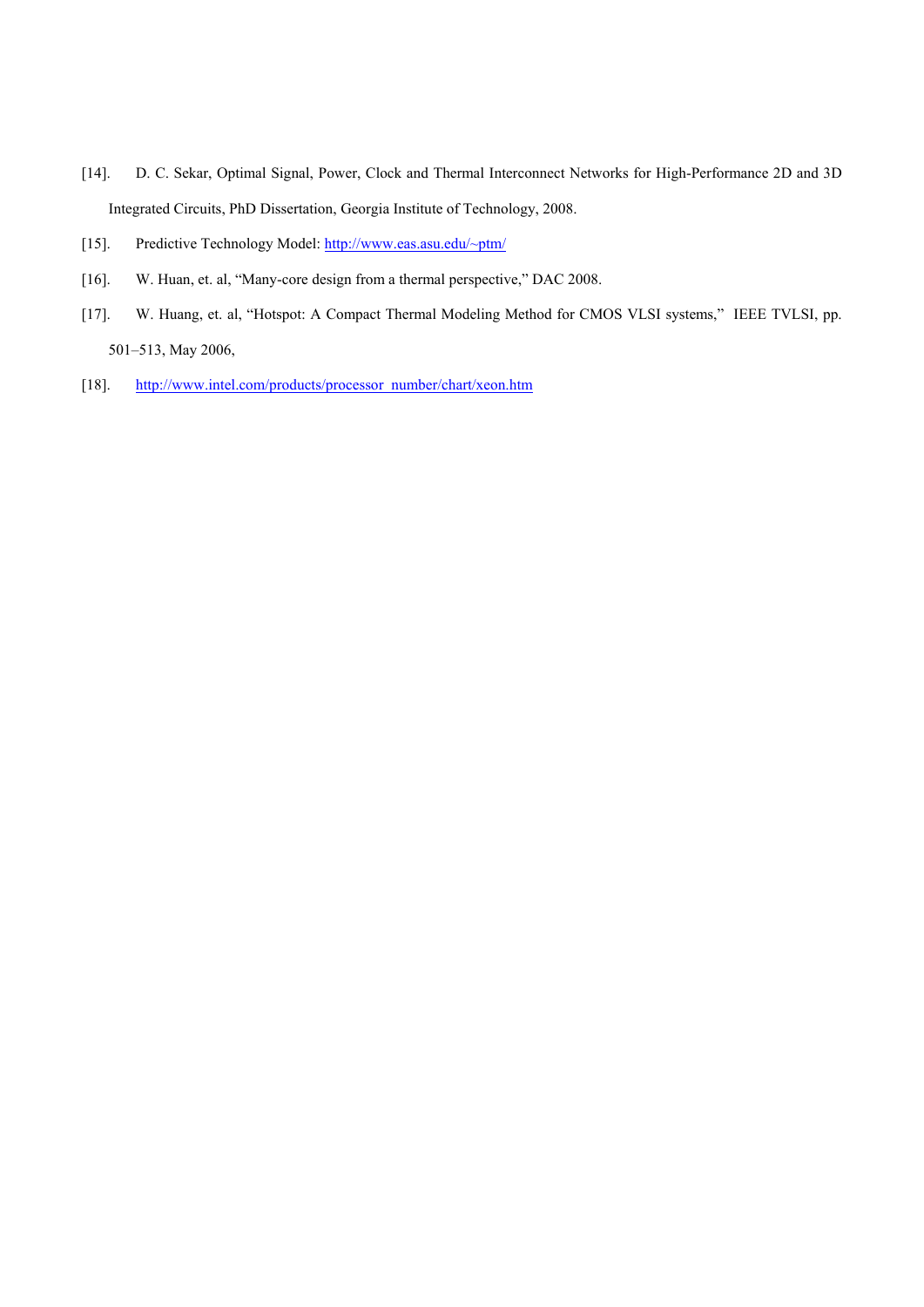[14]. D. C. Sekar, Optimal Signal, Power, Clock and Thermal Interconnect Networks for High-Performance 2D and 3D Integrated Circuits, PhD Dissertation, Georgia Institute of Technology, 2008.

[15]. Predictive Technology Model: http://www.eas.asu.edu/~ptm/

[16]. W. Huan, et. al, "Many-core design from a thermal perspective," DAC 2008.

[17]. W. Huang, et. al, "Hotspot: A Compact Thermal Modeling Method for CMOS VLSI systems," IEEE TVLSI, pp. 501–513, May 2006,

[18]. http://www.intel.com/products/processor_number/chart/xeon.htm